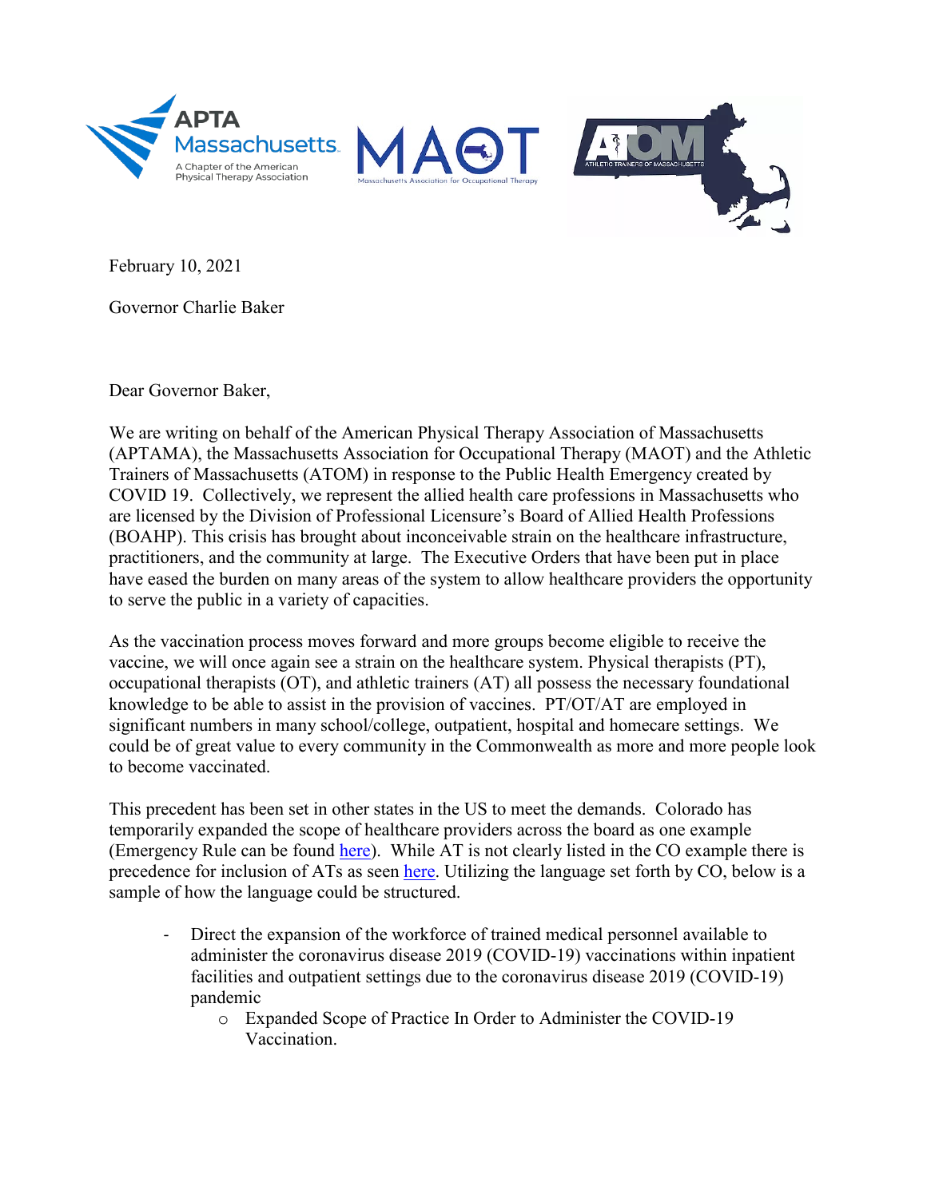February 10, 2021

Governor Charlie Baker

Dear Governor Baker,

We are writing on behalf of the American Physical Therapy Association of Massachusetts (APTAMA), the Massachusetts Association for Occupational Therapy (MAOT) and the Athletic Trainers of Massachusetts (ATOM) in response to the Public Health Emergency created by COVID 19. Collectively, we represent the allied health care professions in Massachusetts who are licensed by the Division of Professional Licensure's Board of Allied Health Professions (BOAHP). This crisis has brought about inconceivable strain on the healthcare infrastructure, practitioners, and the community at large. The Executive Orders that have been put in place have eased the burden on many areas of the system to allow healthcare providers the opportunity to serve the public in a variety of capacities.

As the vaccination process moves forward and more groups become eligible to receive the vaccine, we will once again see a strain on the healthcare system. Physical therapists (PT), occupational therapists (OT), and athletic trainers (AT) all possess the necessary foundational knowledge to be able to assist in the provision of vaccines. PT/OT/AT are employed in significant numbers in many school/college, outpatient, hospital and homecare settings. We could be of great value to every community in the Commonwealth as more and more people look to become vaccinated.

This precedent has been set in other states in the US to meet the demands. Colorado has temporarily expanded the scope of healthcare providers across the board as one example (Emergency Rule can be found here). While AT is not clearly listed in the CO example there is precedence for inclusion of ATs as seen here. Utilizing the language set forth by CO, below is a sample of how the language could be structured.

- Direct the expansion of the workforce of trained medical personnel available to administer the coronavirus disease 2019 (COVID-19) vaccinations within inpatient facilities and outpatient settings due to the coronavirus disease 2019 (COVID-19) pandemic
  - Expanded Scope of Practice In Order to Administer the COVID-19 Vaccination.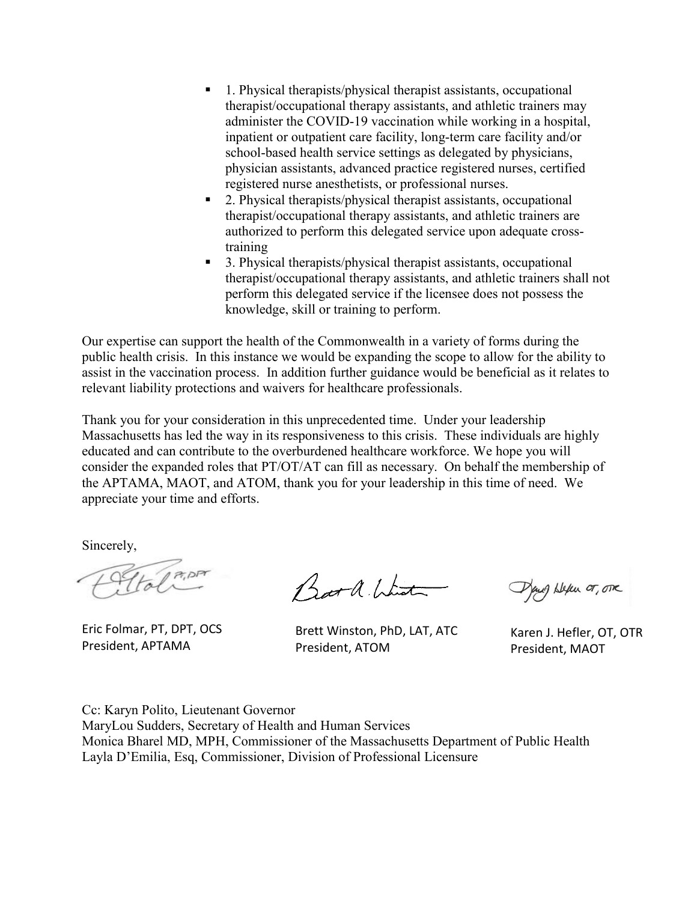- 1. Physical therapists/physical therapist assistants, occupational therapist/occupational therapy assistants, and athletic trainers may administer the COVID-19 vaccination while working in a hospital, inpatient or outpatient care facility, long-term care facility and/or school-based health service settings as delegated by physicians, physician assistants, advanced practice registered nurses, certified registered nurse anesthetists, or professional nurses.
- 2. Physical therapists/physical therapist assistants, occupational therapist/occupational therapy assistants, and athletic trainers are authorized to perform this delegated service upon adequate cross-training
- 3. Physical therapists/physical therapist assistants, occupational therapist/occupational therapy assistants, and athletic trainers shall not perform this delegated service if the licensee does not possess the knowledge, skill or training to perform.

Our expertise can support the health of the Commonwealth in a variety of forms during the public health crisis. In this instance we would be expanding the scope to allow for the ability to assist in the vaccination process. In addition further guidance would be beneficial as it relates to relevant liability protections and waivers for healthcare professionals.

Thank you for your consideration in this unprecedented time. Under your leadership Massachusetts has led the way in its responsiveness to this crisis. These individuals are highly educated and can contribute to the overburdened healthcare workforce. We hope you will consider the expanded roles that PT/OT/AT can fill as necessary. On behalf the membership of the APTAMA, MAOT, and ATOM, thank you for your leadership in this time of need. We appreciate your time and efforts.

Sincerely,

Eric Folmar, PT, DPT, OCS
President, APTAMA

Brett Winston, PhD, LAT, ATC
President, ATOM

Karen J. Hefler, OT, OTR
President, MAOT

Cc: Karyn Polito, Lieutenant Governor
MaryLou Sudders, Secretary of Health and Human Services
Monica Bharel MD, MPH, Commissioner of the Massachusetts Department of Public Health
Layla D'Emilia, Esq, Commissioner, Division of Professional Licensure